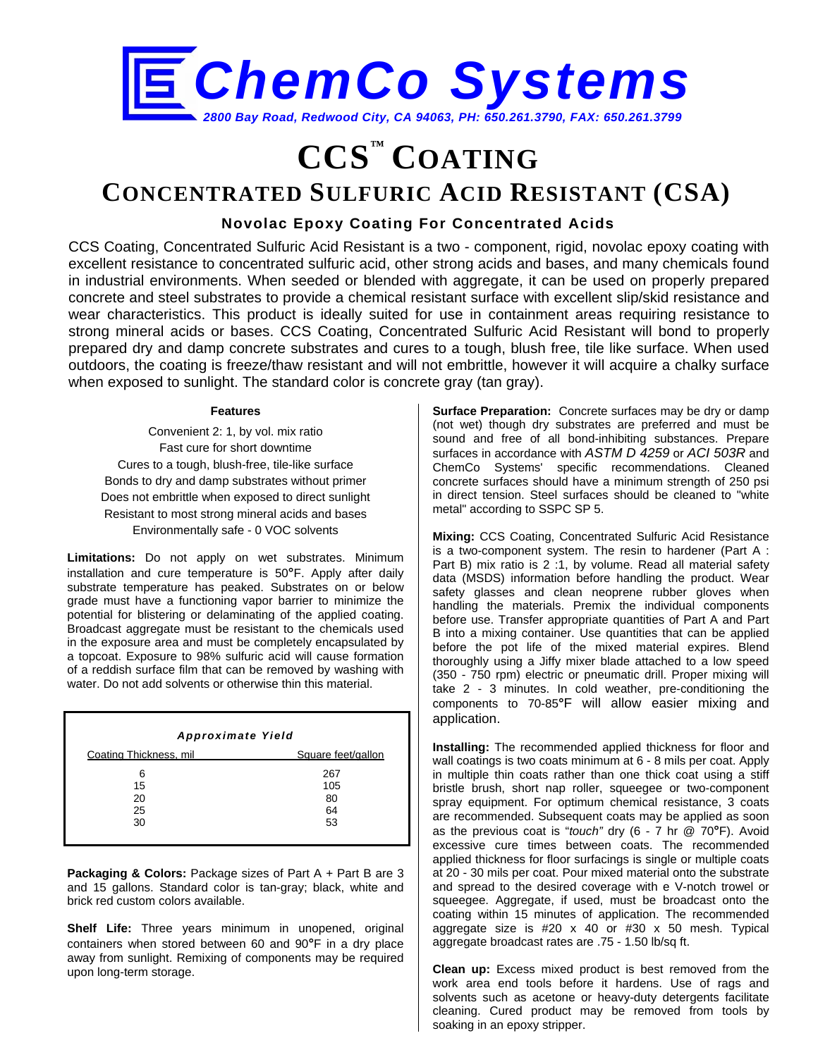# ChemCo Systems

*2800 Bay Road, Redwood City, CA 94063, PH: 650.261.3790, FAX: 650.261.3799*

# CCS™ COATING

## CONCENTRATED SULFURIC ACID RESISTANT (CSA)

### Novolac Epoxy Coating For Concentrated Acids

CCS Coating, Concentrated Sulfuric Acid Resistant is a two - component, rigid, novolac epoxy coating with excellent resistance to concentrated sulfuric acid, other strong acids and bases, and many chemicals found in industrial environments. When seeded or blended with aggregate, it can be used on properly prepared concrete and steel substrates to provide a chemical resistant surface with excellent slip/skid resistance and wear characteristics. This product is ideally suited for use in containment areas requiring resistance to strong mineral acids or bases. CCS Coating, Concentrated Sulfuric Acid Resistant will bond to properly prepared dry and damp concrete substrates and cures to a tough, blush free, tile like surface. When used outdoors, the coating is freeze/thaw resistant and will not embrittle, however it will acquire a chalky surface when exposed to sunlight. The standard color is concrete gray (tan gray).

**Features**

Convenient 2: 1, by vol. mix ratio
Fast cure for short downtime
Cures to a tough, blush-free, tile-like surface
Bonds to dry and damp substrates without primer
Does not embrittle when exposed to direct sunlight
Resistant to most strong mineral acids and bases
Environmentally safe - 0 VOC solvents

**Limitations:** Do not apply on wet substrates. Minimum installation and cure temperature is 50°F. Apply after daily substrate temperature has peaked. Substrates on or below grade must have a functioning vapor barrier to minimize the potential for blistering or delaminating of the applied coating. Broadcast aggregate must be resistant to the chemicals used in the exposure area and must be completely encapsulated by a topcoat. Exposure to 98% sulfuric acid will cause formation of a reddish surface film that can be removed by washing with water. Do not add solvents or otherwise thin this material.

***Approximate Yield***

| Coating Thickness, mil | Square feet/gallon |
|---|---|
| 6 | 267 |
| 15 | 105 |
| 20 | 80 |
| 25 | 64 |
| 30 | 53 |

**Packaging & Colors:** Package sizes of Part A + Part B are 3 and 15 gallons. Standard color is tan-gray; black, white and brick red custom colors available.

**Shelf Life:** Three years minimum in unopened, original containers when stored between 60 and 90°F in a dry place away from sunlight. Remixing of components may be required upon long-term storage.

**Surface Preparation:** Concrete surfaces may be dry or damp (not wet) though dry substrates are preferred and must be sound and free of all bond-inhibiting substances. Prepare surfaces in accordance with *ASTM D 4259* or *ACI 503R* and ChemCo Systems' specific recommendations. Cleaned concrete surfaces should have a minimum strength of 250 psi in direct tension. Steel surfaces should be cleaned to "white metal" according to SSPC SP 5.

**Mixing:** CCS Coating, Concentrated Sulfuric Acid Resistance is a two-component system. The resin to hardener (Part A : Part B) mix ratio is 2 :1, by volume. Read all material safety data (MSDS) information before handling the product. Wear safety glasses and clean neoprene rubber gloves when handling the materials. Premix the individual components before use. Transfer appropriate quantities of Part A and Part B into a mixing container. Use quantities that can be applied before the pot life of the mixed material expires. Blend thoroughly using a Jiffy mixer blade attached to a low speed (350 - 750 rpm) electric or pneumatic drill. Proper mixing will take 2 - 3 minutes. In cold weather, pre-conditioning the components to 70-85°F will allow easier mixing and application.

**Installing:** The recommended applied thickness for floor and wall coatings is two coats minimum at 6 - 8 mils per coat. Apply in multiple thin coats rather than one thick coat using a stiff bristle brush, short nap roller, squeegee or two-component spray equipment. For optimum chemical resistance, 3 coats are recommended. Subsequent coats may be applied as soon as the previous coat is "*touch*" dry (6 - 7 hr @ 70°F). Avoid excessive cure times between coats. The recommended applied thickness for floor surfacings is single or multiple coats at 20 - 30 mils per coat. Pour mixed material onto the substrate and spread to the desired coverage with e V-notch trowel or squeegee. Aggregate, if used, must be broadcast onto the coating within 15 minutes of application. The recommended aggregate size is #20 x 40 or #30 x 50 mesh. Typical aggregate broadcast rates are .75 - 1.50 lb/sq ft.

**Clean up:** Excess mixed product is best removed from the work area end tools before it hardens. Use of rags and solvents such as acetone or heavy-duty detergents facilitate cleaning. Cured product may be removed from tools by soaking in an epoxy stripper.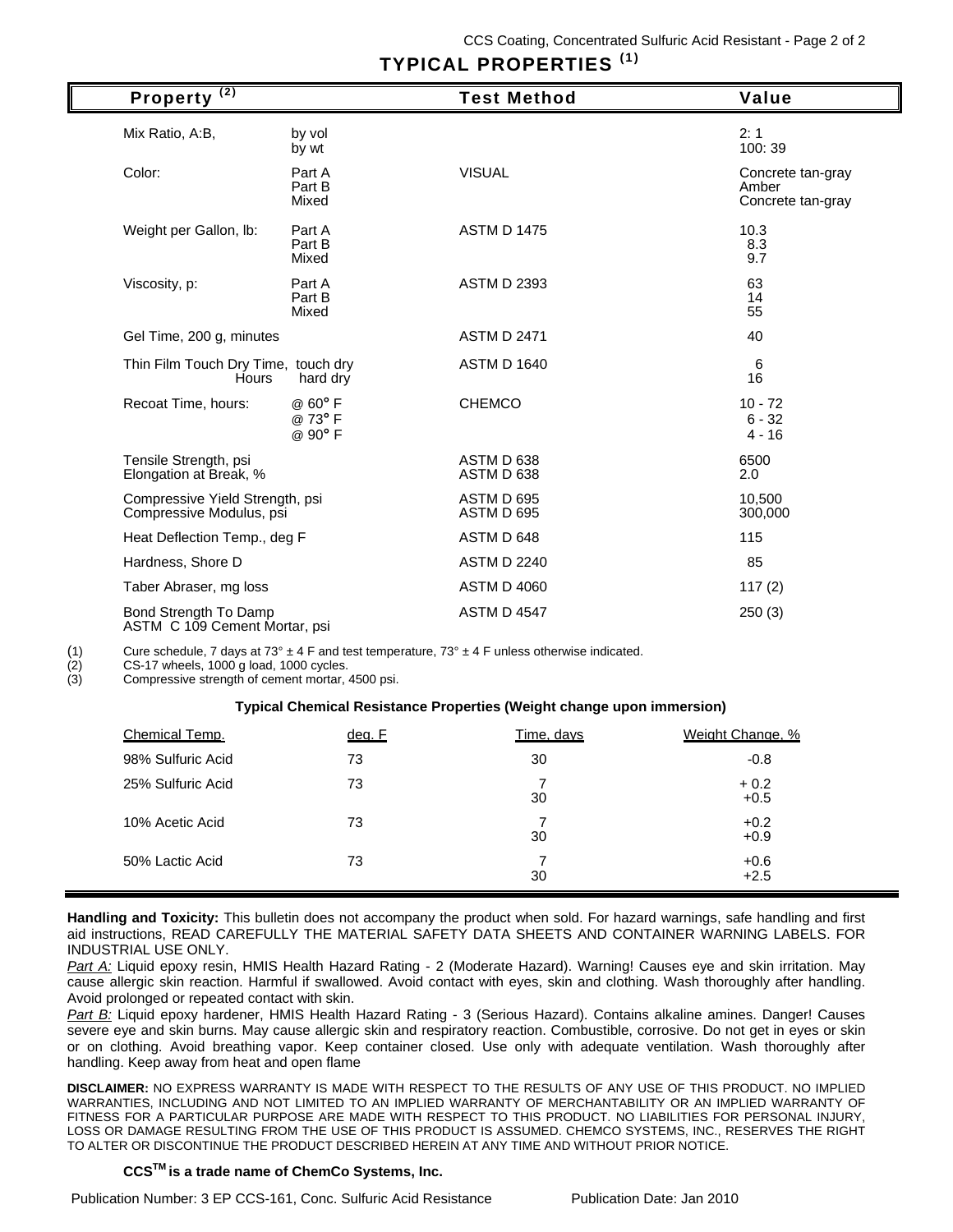# TYPICAL PROPERTIES [1]

| Property [2] | | Test Method | Value |
|---|---|---|---|
| Mix Ratio, A:B, | by vol<br>by wt | | 2: 1<br>100: 39 |
| Color: | Part A<br>Part B<br>Mixed | VISUAL | Concrete tan-gray<br>Amber<br>Concrete tan-gray |
| Weight per Gallon, lb: | Part A<br>Part B<br>Mixed | ASTM D 1475 | 10.3<br>8.3<br>9.7 |
| Viscosity, p: | Part A<br>Part B<br>Mixed | ASTM D 2393 | 63<br>14<br>55 |
| Gel Time, 200 g, minutes | | ASTM D 2471 | 40 |
| Thin Film Touch Dry Time, Hours | touch dry<br>hard dry | ASTM D 1640 | 6<br>16 |
| Recoat Time, hours: | @ 60° F<br>@ 73° F<br>@ 90° F | CHEMCO | 10 - 72<br>6 - 32<br>4 - 16 |
| Tensile Strength, psi<br>Elongation at Break, % | | ASTM D 638<br>ASTM D 638 | 6500<br>2.0 |
| Compressive Yield Strength, psi<br>Compressive Modulus, psi | | ASTM D 695<br>ASTM D 695 | 10,500<br>300,000 |
| Heat Deflection Temp., deg F | | ASTM D 648 | 115 |
| Hardness, Shore D | | ASTM D 2240 | 85 |
| Taber Abraser, mg loss | | ASTM D 4060 | 117 (2) |
| Bond Strength To Damp ASTM C 109 Cement Mortar, psi | | ASTM D 4547 | 250 (3) |

(1) Cure schedule, 7 days at 73° ± 4 F and test temperature, 73° ± 4 F unless otherwise indicated.
(2) CS-17 wheels, 1000 g load, 1000 cycles.
(3) Compressive strength of cement mortar, 4500 psi.

**Typical Chemical Resistance Properties (Weight change upon immersion)**

| Chemical Temp. | deg. F | Time, days | Weight Change, % |
|---|---|---|---|
| 98% Sulfuric Acid | 73 | 30 | -0.8 |
| 25% Sulfuric Acid | 73 | 7<br>30 | + 0.2<br>+0.5 |
| 10% Acetic Acid | 73 | 7<br>30 | +0.2<br>+0.9 |
| 50% Lactic Acid | 73 | 7<br>30 | +0.6<br>+2.5 |

**Handling and Toxicity:** This bulletin does not accompany the product when sold. For hazard warnings, safe handling and first aid instructions, READ CAREFULLY THE MATERIAL SAFETY DATA SHEETS AND CONTAINER WARNING LABELS. FOR INDUSTRIAL USE ONLY.

*Part A:* Liquid epoxy resin, HMIS Health Hazard Rating - 2 (Moderate Hazard). Warning! Causes eye and skin irritation. May cause allergic skin reaction. Harmful if swallowed. Avoid contact with eyes, skin and clothing. Wash thoroughly after handling. Avoid prolonged or repeated contact with skin.

*Part B:* Liquid epoxy hardener, HMIS Health Hazard Rating - 3 (Serious Hazard). Contains alkaline amines. Danger! Causes severe eye and skin burns. May cause allergic skin and respiratory reaction. Combustible, corrosive. Do not get in eyes or skin or on clothing. Avoid breathing vapor. Keep container closed. Use only with adequate ventilation. Wash thoroughly after handling. Keep away from heat and open flame

**DISCLAIMER:** NO EXPRESS WARRANTY IS MADE WITH RESPECT TO THE RESULTS OF ANY USE OF THIS PRODUCT. NO IMPLIED WARRANTIES, INCLUDING AND NOT LIMITED TO AN IMPLIED WARRANTY OF MERCHANTABILITY OR AN IMPLIED WARRANTY OF FITNESS FOR A PARTICULAR PURPOSE ARE MADE WITH RESPECT TO THIS PRODUCT. NO LIABILITIES FOR PERSONAL INJURY, LOSS OR DAMAGE RESULTING FROM THE USE OF THIS PRODUCT IS ASSUMED. CHEMCO SYSTEMS, INC., RESERVES THE RIGHT TO ALTER OR DISCONTINUE THE PRODUCT DESCRIBED HEREIN AT ANY TIME AND WITHOUT PRIOR NOTICE.

**CCS™ is a trade name of ChemCo Systems, Inc.**

Publication Number: 3 EP CCS-161, Conc. Sulfuric Acid Resistance    Publication Date: Jan 2010